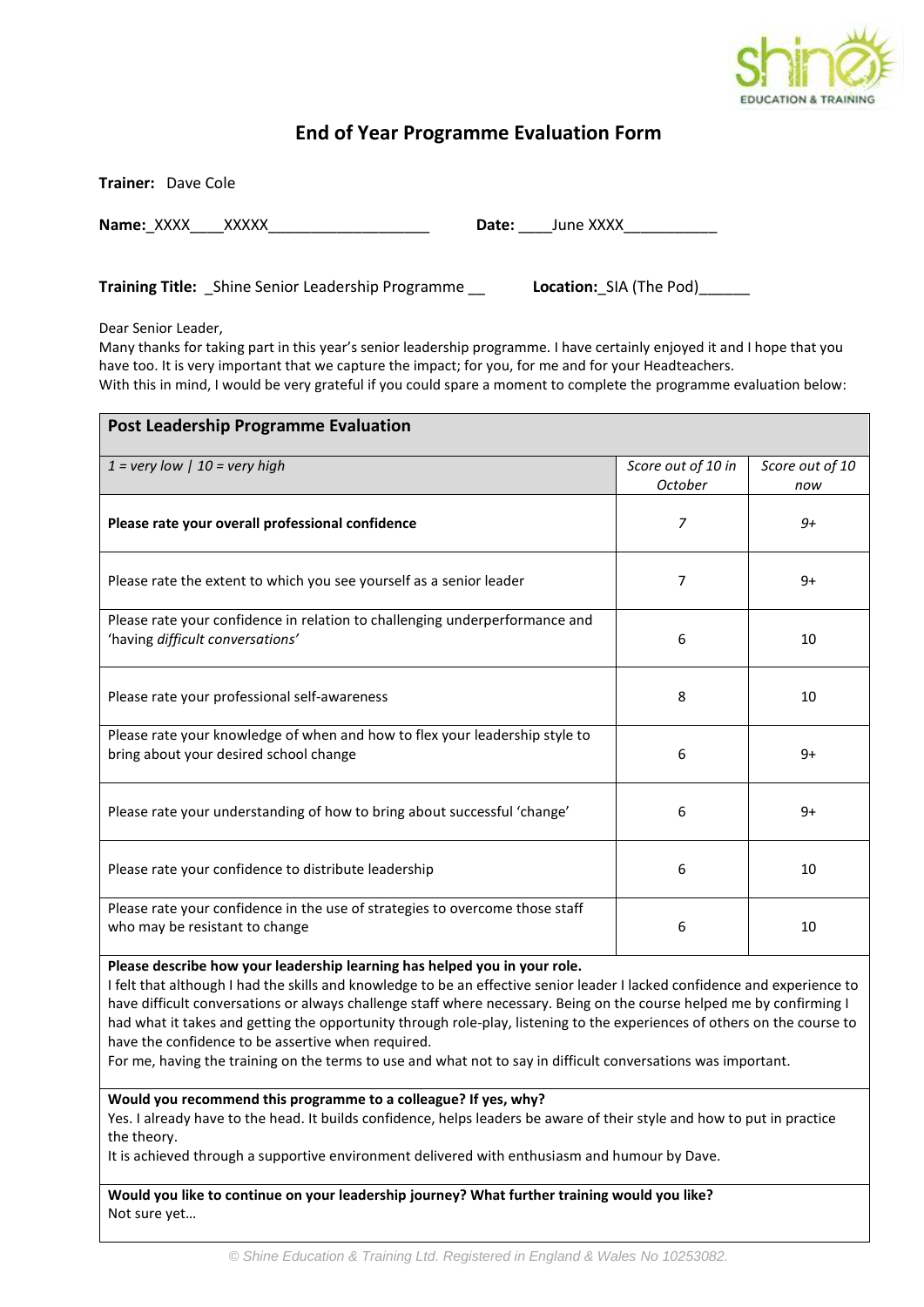# End of Year Programme Evaluation Form

**Trainer:** Dave Cole

**Name:**_XXXX____XXXXX____________________ **Date:** ____June XXXX___________

**Training Title:** _Shine Senior Leadership Programme __ **Location:**_SIA (The Pod)______

Dear Senior Leader,

Many thanks for taking part in this year's senior leadership programme. I have certainly enjoyed it and I hope that you have too. It is very important that we capture the impact; for you, for me and for your Headteachers.

With this in mind, I would be very grateful if you could spare a moment to complete the programme evaluation below:

| **Post Leadership Programme Evaluation** | | |
|---|---|---|
| *1 = very low \| 10 = very high* | *Score out of 10 in October* | *Score out of 10 now* |
| **Please rate your overall professional confidence** | *7* | *9+* |
| Please rate the extent to which you see yourself as a senior leader | 7 | 9+ |
| Please rate your confidence in relation to challenging underperformance and 'having *difficult conversations'* | 6 | 10 |
| Please rate your professional self-awareness | 8 | 10 |
| Please rate your knowledge of when and how to flex your leadership style to bring about your desired school change | 6 | 9+ |
| Please rate your understanding of how to bring about successful 'change' | 6 | 9+ |
| Please rate your confidence to distribute leadership | 6 | 10 |
| Please rate your confidence in the use of strategies to overcome those staff who may be resistant to change | 6 | 10 |

**Please describe how your leadership learning has helped you in your role.**

I felt that although I had the skills and knowledge to be an effective senior leader I lacked confidence and experience to have difficult conversations or always challenge staff where necessary. Being on the course helped me by confirming I had what it takes and getting the opportunity through role-play, listening to the experiences of others on the course to have the confidence to be assertive when required.

For me, having the training on the terms to use and what not to say in difficult conversations was important.

**Would you recommend this programme to a colleague? If yes, why?**

Yes. I already have to the head. It builds confidence, helps leaders be aware of their style and how to put in practice the theory.

It is achieved through a supportive environment delivered with enthusiasm and humour by Dave.

**Would you like to continue on your leadership journey? What further training would you like?**

Not sure yet…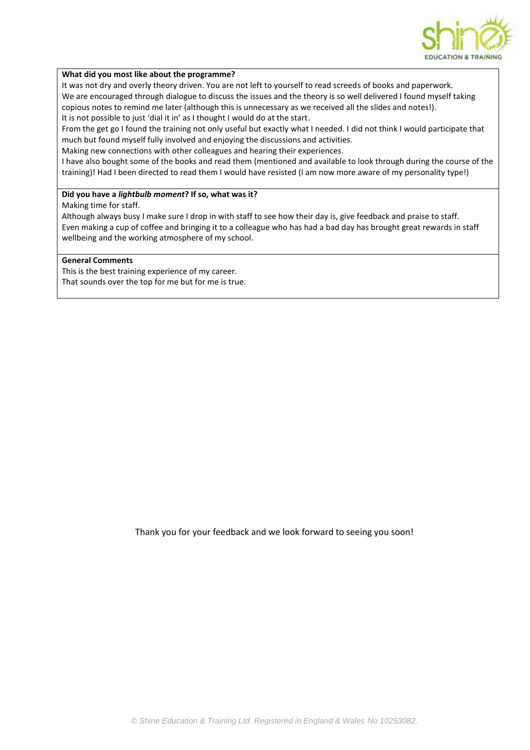**What did you most like about the programme?**

It was not dry and overly theory driven. You are not left to yourself to read screeds of books and paperwork.
We are encouraged through dialogue to discuss the issues and the theory is so well delivered I found myself taking copious notes to remind me later (although this is unnecessary as we received all the slides and notes!).
It is not possible to just 'dial it in' as I thought I would do at the start.
From the get go I found the training not only useful but exactly what I needed. I did not think I would participate that much but found myself fully involved and enjoying the discussions and activities.
Making new connections with other colleagues and hearing their experiences.
I have also bought some of the books and read them (mentioned and available to look through during the course of the training)! Had I been directed to read them I would have resisted (I am now more aware of my personality type!)

**Did you have a *lightbulb moment*? If so, what was it?**

Making time for staff.
Although always busy I make sure I drop in with staff to see how their day is, give feedback and praise to staff.
Even making a cup of coffee and bringing it to a colleague who has had a bad day has brought great rewards in staff wellbeing and the working atmosphere of my school.

**General Comments**

This is the best training experience of my career.
That sounds over the top for me but for me is true.

Thank you for your feedback and we look forward to seeing you soon!

© Shine Education & Training Ltd. Registered in England & Wales No 10253082.